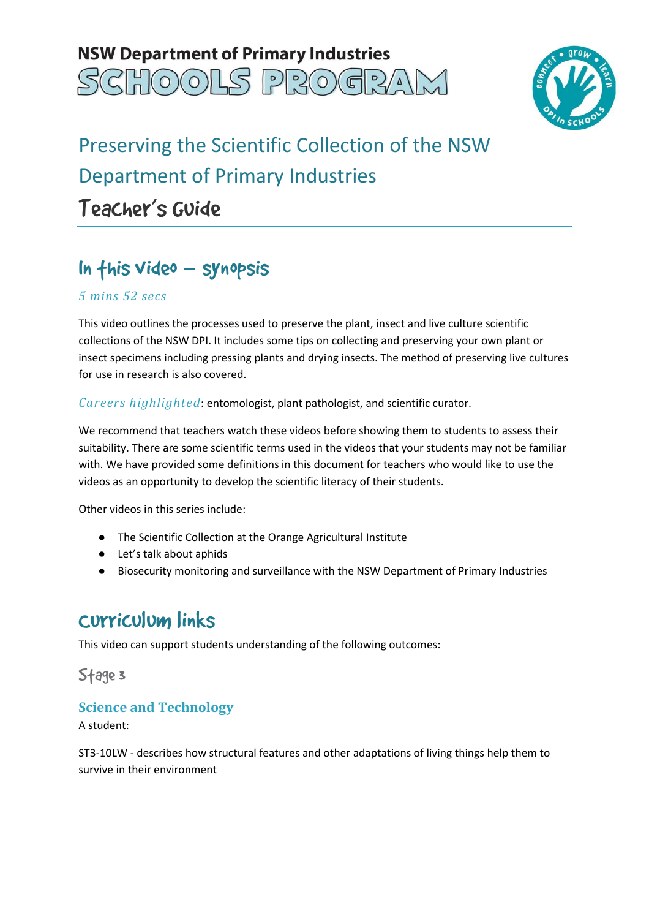NSW Department of Primary Industries

SCHOOLS PROGRAM

# Preserving the Scientific Collection of the NSW Department of Primary Industries

# Teacher's Guide

## In this video – synopsis

*5 mins 52 secs*

This video outlines the processes used to preserve the plant, insect and live culture scientific collections of the NSW DPI. It includes some tips on collecting and preserving your own plant or insect specimens including pressing plants and drying insects. The method of preserving live cultures for use in research is also covered.

*Careers highlighted*: entomologist, plant pathologist, and scientific curator.

We recommend that teachers watch these videos before showing them to students to assess their suitability. There are some scientific terms used in the videos that your students may not be familiar with. We have provided some definitions in this document for teachers who would like to use the videos as an opportunity to develop the scientific literacy of their students.

Other videos in this series include:

- The Scientific Collection at the Orange Agricultural Institute
- Let's talk about aphids
- Biosecurity monitoring and surveillance with the NSW Department of Primary Industries

## Curriculum links

This video can support students understanding of the following outcomes:

### Stage 3

#### Science and Technology

A student:

ST3-10LW - describes how structural features and other adaptations of living things help them to survive in their environment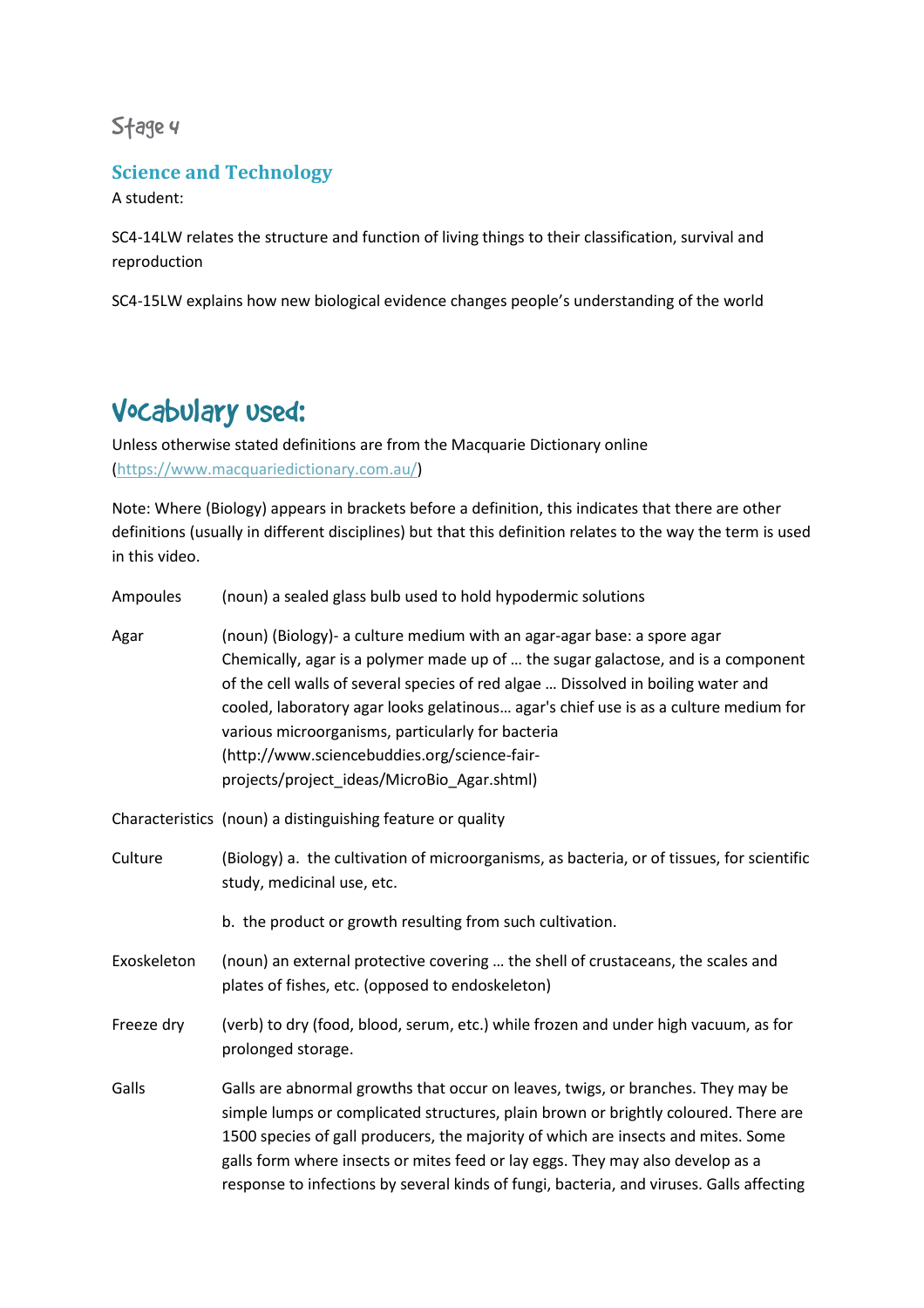## Stage 4

### Science and Technology

A student:

SC4-14LW relates the structure and function of living things to their classification, survival and reproduction

SC4-15LW explains how new biological evidence changes people's understanding of the world

# Vocabulary used:

Unless otherwise stated definitions are from the Macquarie Dictionary online (https://www.macquariedictionary.com.au/)

Note: Where (Biology) appears in brackets before a definition, this indicates that there are other definitions (usually in different disciplines) but that this definition relates to the way the term is used in this video.

| | |
|---|---|
| Ampoules | (noun) a sealed glass bulb used to hold hypodermic solutions |
| Agar | (noun) (Biology)- a culture medium with an agar-agar base: a spore agar Chemically, agar is a polymer made up of … the sugar galactose, and is a component of the cell walls of several species of red algae … Dissolved in boiling water and cooled, laboratory agar looks gelatinous… agar's chief use is as a culture medium for various microorganisms, particularly for bacteria (http://www.sciencebuddies.org/science-fair-projects/project_ideas/MicroBio_Agar.shtml) |
| Characteristics | (noun) a distinguishing feature or quality |
| Culture | (Biology) a. the cultivation of microorganisms, as bacteria, or of tissues, for scientific study, medicinal use, etc. |
| | b. the product or growth resulting from such cultivation. |
| Exoskeleton | (noun) an external protective covering … the shell of crustaceans, the scales and plates of fishes, etc. (opposed to endoskeleton) |
| Freeze dry | (verb) to dry (food, blood, serum, etc.) while frozen and under high vacuum, as for prolonged storage. |
| Galls | Galls are abnormal growths that occur on leaves, twigs, or branches. They may be simple lumps or complicated structures, plain brown or brightly coloured. There are 1500 species of gall producers, the majority of which are insects and mites. Some galls form where insects or mites feed or lay eggs. They may also develop as a response to infections by several kinds of fungi, bacteria, and viruses. Galls affecting |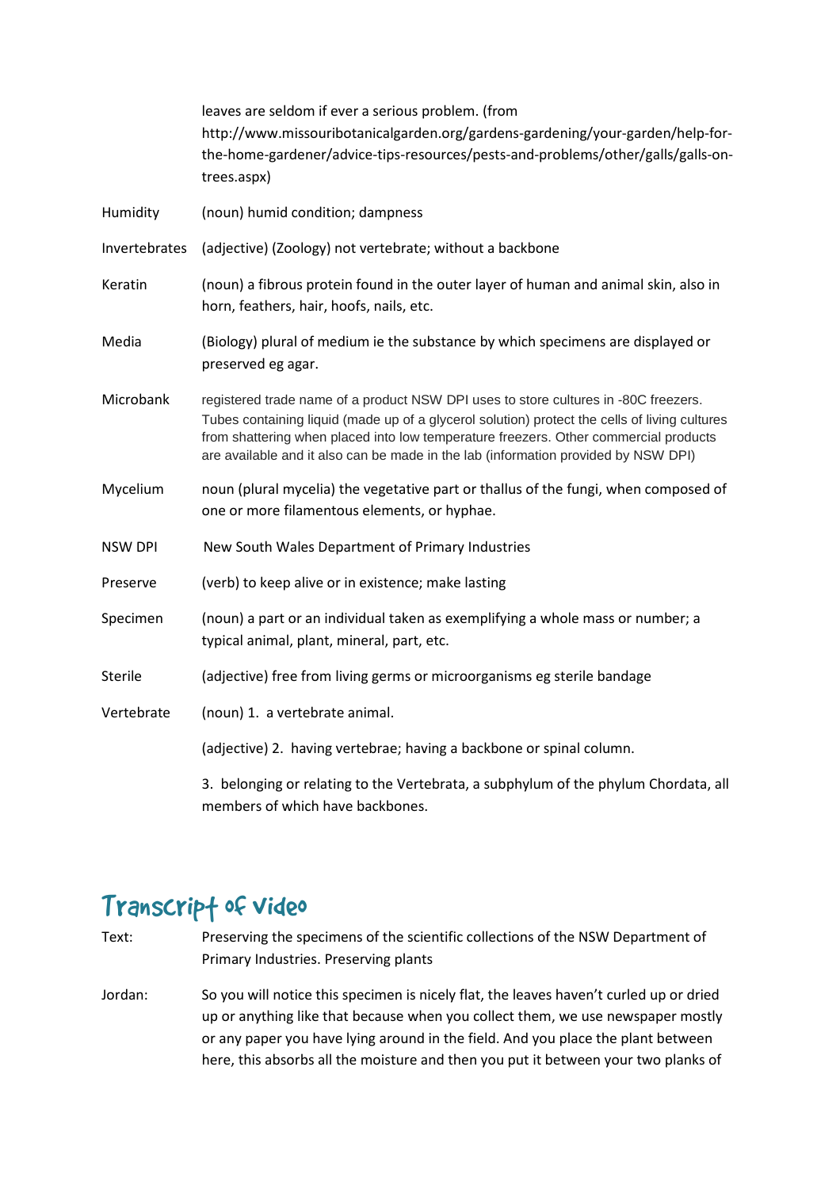| | |
|---|---|
| | leaves are seldom if ever a serious problem. (from http://www.missouribotanicalgarden.org/gardens-gardening/your-garden/help-for-the-home-gardener/advice-tips-resources/pests-and-problems/other/galls/galls-on-trees.aspx) |
| Humidity | (noun) humid condition; dampness |
| Invertebrates | (adjective) (Zoology) not vertebrate; without a backbone |
| Keratin | (noun) a fibrous protein found in the outer layer of human and animal skin, also in horn, feathers, hair, hoofs, nails, etc. |
| Media | (Biology) plural of medium ie the substance by which specimens are displayed or preserved eg agar. |
| Microbank | registered trade name of a product NSW DPI uses to store cultures in -80C freezers. Tubes containing liquid (made up of a glycerol solution) protect the cells of living cultures from shattering when placed into low temperature freezers. Other commercial products are available and it also can be made in the lab (information provided by NSW DPI) |
| Mycelium | noun (plural mycelia) the vegetative part or thallus of the fungi, when composed of one or more filamentous elements, or hyphae. |
| NSW DPI | New South Wales Department of Primary Industries |
| Preserve | (verb) to keep alive or in existence; make lasting |
| Specimen | (noun) a part or an individual taken as exemplifying a whole mass or number; a typical animal, plant, mineral, part, etc. |
| Sterile | (adjective) free from living germs or microorganisms eg sterile bandage |
| Vertebrate | (noun) 1. a vertebrate animal. |
| | (adjective) 2. having vertebrae; having a backbone or spinal column. |
| | 3. belonging or relating to the Vertebrata, a subphylum of the phylum Chordata, all members of which have backbones. |

## Transcript of video

| | |
|---|---|
| Text: | Preserving the specimens of the scientific collections of the NSW Department of Primary Industries. Preserving plants |
| Jordan: | So you will notice this specimen is nicely flat, the leaves haven't curled up or dried up or anything like that because when you collect them, we use newspaper mostly or any paper you have lying around in the field. And you place the plant between here, this absorbs all the moisture and then you put it between your two planks of |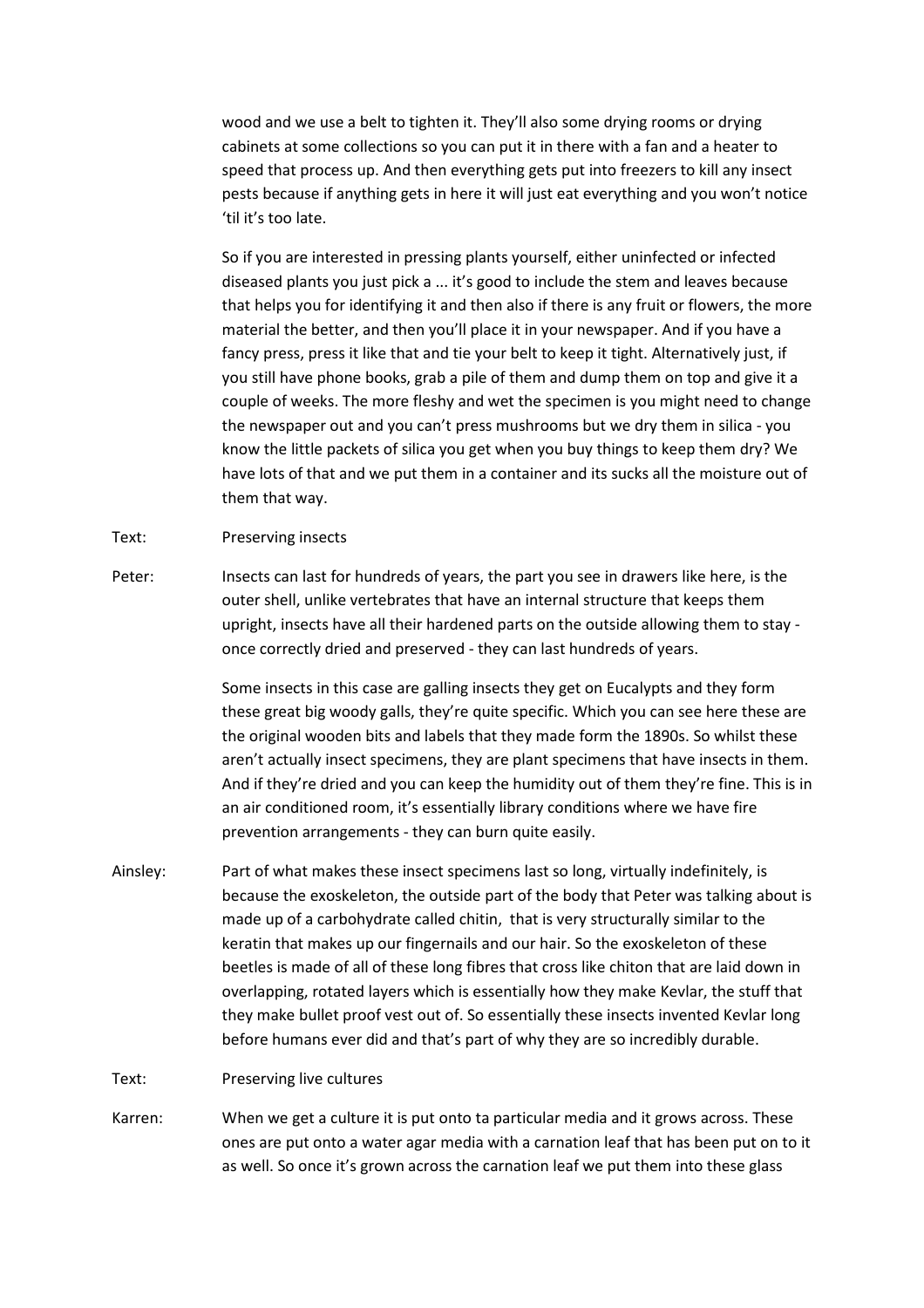wood and we use a belt to tighten it. They'll also some drying rooms or drying cabinets at some collections so you can put it in there with a fan and a heater to speed that process up. And then everything gets put into freezers to kill any insect pests because if anything gets in here it will just eat everything and you won't notice 'til it's too late.

So if you are interested in pressing plants yourself, either uninfected or infected diseased plants you just pick a ... it's good to include the stem and leaves because that helps you for identifying it and then also if there is any fruit or flowers, the more material the better, and then you'll place it in your newspaper. And if you have a fancy press, press it like that and tie your belt to keep it tight. Alternatively just, if you still have phone books, grab a pile of them and dump them on top and give it a couple of weeks. The more fleshy and wet the specimen is you might need to change the newspaper out and you can't press mushrooms but we dry them in silica - you know the little packets of silica you get when you buy things to keep them dry? We have lots of that and we put them in a container and its sucks all the moisture out of them that way.

Text: Preserving insects

Peter: Insects can last for hundreds of years, the part you see in drawers like here, is the outer shell, unlike vertebrates that have an internal structure that keeps them upright, insects have all their hardened parts on the outside allowing them to stay - once correctly dried and preserved - they can last hundreds of years.

Some insects in this case are galling insects they get on Eucalypts and they form these great big woody galls, they're quite specific. Which you can see here these are the original wooden bits and labels that they made form the 1890s. So whilst these aren't actually insect specimens, they are plant specimens that have insects in them. And if they're dried and you can keep the humidity out of them they're fine. This is in an air conditioned room, it's essentially library conditions where we have fire prevention arrangements - they can burn quite easily.

Ainsley: Part of what makes these insect specimens last so long, virtually indefinitely, is because the exoskeleton, the outside part of the body that Peter was talking about is made up of a carbohydrate called chitin, that is very structurally similar to the keratin that makes up our fingernails and our hair. So the exoskeleton of these beetles is made of all of these long fibres that cross like chiton that are laid down in overlapping, rotated layers which is essentially how they make Kevlar, the stuff that they make bullet proof vest out of. So essentially these insects invented Kevlar long before humans ever did and that's part of why they are so incredibly durable.

Text: Preserving live cultures

Karren: When we get a culture it is put onto ta particular media and it grows across. These ones are put onto a water agar media with a carnation leaf that has been put on to it as well. So once it's grown across the carnation leaf we put them into these glass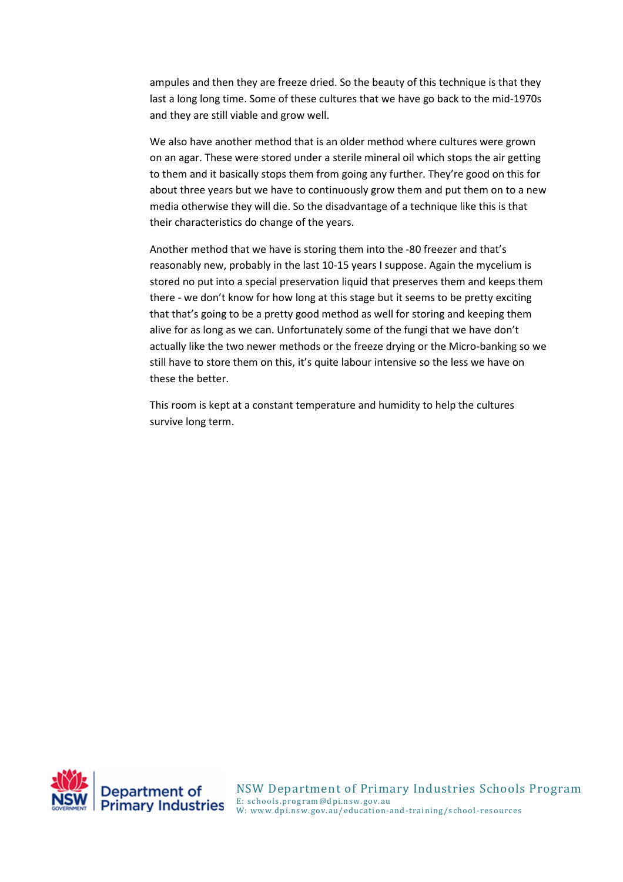ampules and then they are freeze dried. So the beauty of this technique is that they last a long long time. Some of these cultures that we have go back to the mid-1970s and they are still viable and grow well.

We also have another method that is an older method where cultures were grown on an agar. These were stored under a sterile mineral oil which stops the air getting to them and it basically stops them from going any further. They're good on this for about three years but we have to continuously grow them and put them on to a new media otherwise they will die. So the disadvantage of a technique like this is that their characteristics do change of the years.

Another method that we have is storing them into the -80 freezer and that's reasonably new, probably in the last 10-15 years I suppose. Again the mycelium is stored no put into a special preservation liquid that preserves them and keeps them there - we don't know for how long at this stage but it seems to be pretty exciting that that's going to be a pretty good method as well for storing and keeping them alive for as long as we can. Unfortunately some of the fungi that we have don't actually like the two newer methods or the freeze drying or the Micro-banking so we still have to store them on this, it's quite labour intensive so the less we have on these the better.

This room is kept at a constant temperature and humidity to help the cultures survive long term.